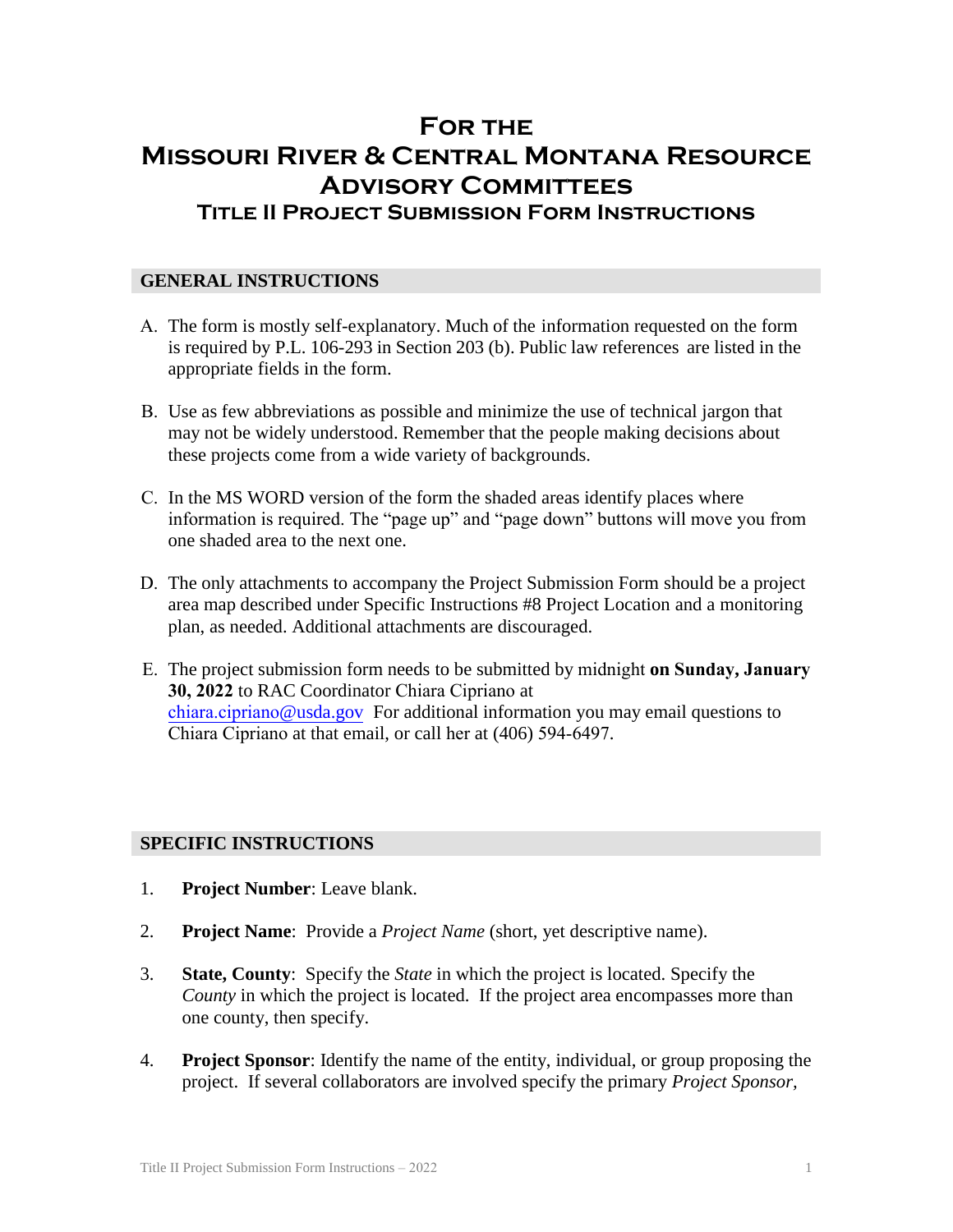# For the Missouri River & Central Montana Resource Advisory Committees

## Title II Project Submission Form Instructions

### GENERAL INSTRUCTIONS

A. The form is mostly self-explanatory. Much of the information requested on the form is required by P.L. 106-293 in Section 203 (b). Public law references are listed in the appropriate fields in the form.

B. Use as few abbreviations as possible and minimize the use of technical jargon that may not be widely understood. Remember that the people making decisions about these projects come from a wide variety of backgrounds.

C. In the MS WORD version of the form the shaded areas identify places where information is required. The "page up" and "page down" buttons will move you from one shaded area to the next one.

D. The only attachments to accompany the Project Submission Form should be a project area map described under Specific Instructions #8 Project Location and a monitoring plan, as needed. Additional attachments are discouraged.

E. The project submission form needs to be submitted by midnight **on Sunday, January 30, 2022** to RAC Coordinator Chiara Cipriano at chiara.cipriano@usda.gov For additional information you may email questions to Chiara Cipriano at that email, or call her at (406) 594-6497.

### SPECIFIC INSTRUCTIONS

1. **Project Number**: Leave blank.

2. **Project Name**: Provide a *Project Name* (short, yet descriptive name).

3. **State, County**: Specify the *State* in which the project is located. Specify the *County* in which the project is located. If the project area encompasses more than one county, then specify.

4. **Project Sponsor**: Identify the name of the entity, individual, or group proposing the project. If several collaborators are involved specify the primary *Project Sponsor*,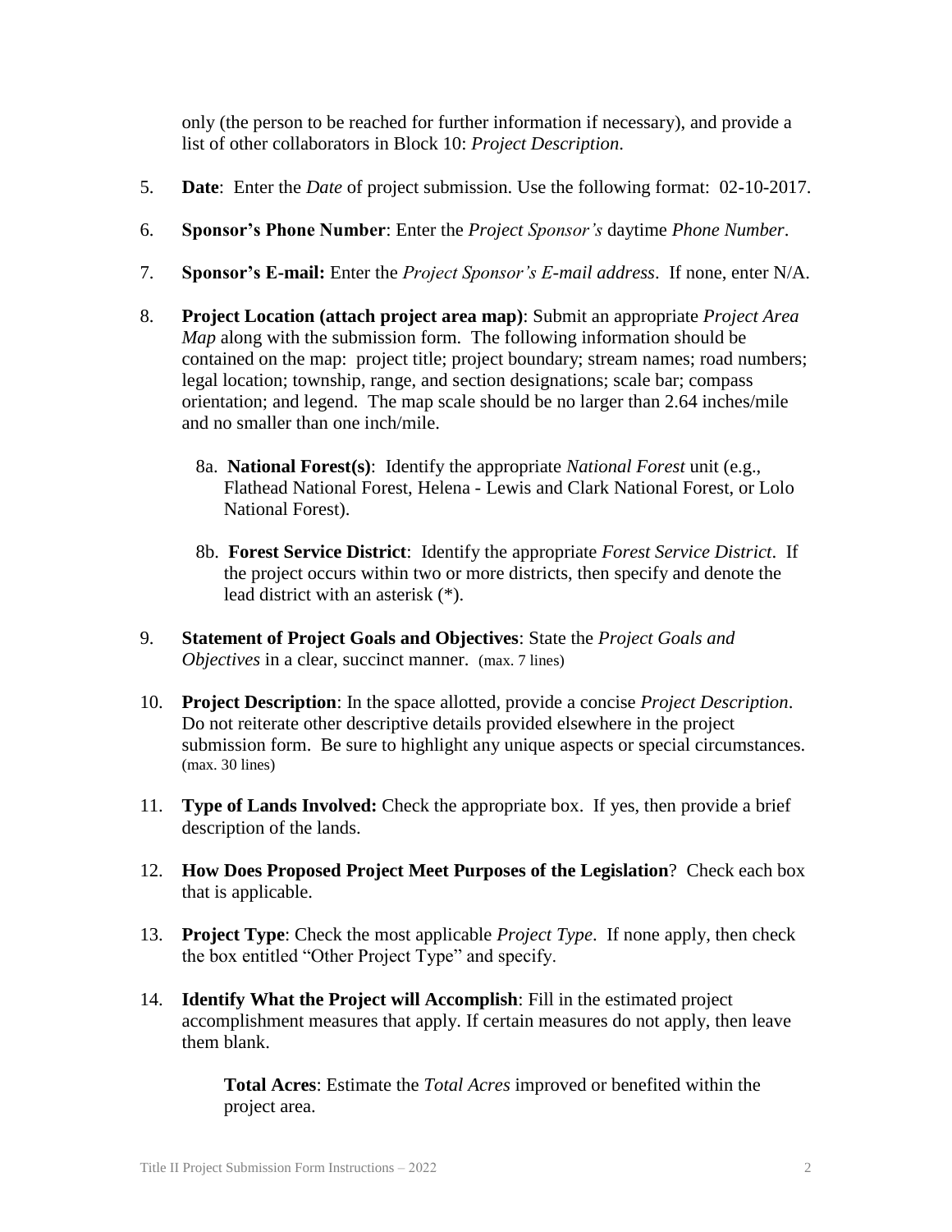only (the person to be reached for further information if necessary), and provide a list of other collaborators in Block 10: *Project Description*.

5. **Date**: Enter the *Date* of project submission. Use the following format: 02-10-2017.

6. **Sponsor's Phone Number**: Enter the *Project Sponsor's* daytime *Phone Number*.

7. **Sponsor's E-mail:** Enter the *Project Sponsor's E-mail address*. If none, enter N/A.

8. **Project Location (attach project area map)**: Submit an appropriate *Project Area Map* along with the submission form. The following information should be contained on the map: project title; project boundary; stream names; road numbers; legal location; township, range, and section designations; scale bar; compass orientation; and legend. The map scale should be no larger than 2.64 inches/mile and no smaller than one inch/mile.

   8a. **National Forest(s)**: Identify the appropriate *National Forest* unit (e.g., Flathead National Forest, Helena - Lewis and Clark National Forest, or Lolo National Forest).

   8b. **Forest Service District**: Identify the appropriate *Forest Service District*. If the project occurs within two or more districts, then specify and denote the lead district with an asterisk (*).

9. **Statement of Project Goals and Objectives**: State the *Project Goals and Objectives* in a clear, succinct manner. (max. 7 lines)

10. **Project Description**: In the space allotted, provide a concise *Project Description*. Do not reiterate other descriptive details provided elsewhere in the project submission form. Be sure to highlight any unique aspects or special circumstances. (max. 30 lines)

11. **Type of Lands Involved:** Check the appropriate box. If yes, then provide a brief description of the lands.

12. **How Does Proposed Project Meet Purposes of the Legislation**? Check each box that is applicable.

13. **Project Type**: Check the most applicable *Project Type*. If none apply, then check the box entitled "Other Project Type" and specify.

14. **Identify What the Project will Accomplish**: Fill in the estimated project accomplishment measures that apply. If certain measures do not apply, then leave them blank.

    **Total Acres**: Estimate the *Total Acres* improved or benefited within the project area.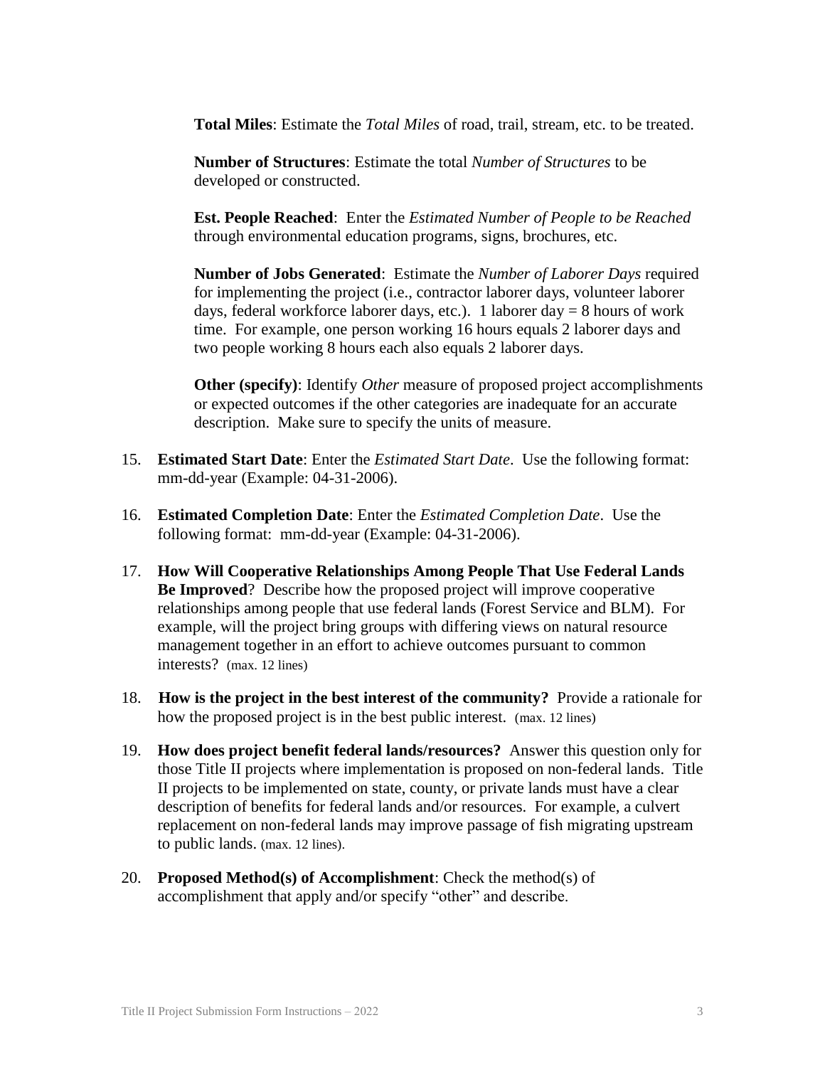**Total Miles**: Estimate the *Total Miles* of road, trail, stream, etc. to be treated.

**Number of Structures**: Estimate the total *Number of Structures* to be developed or constructed.

**Est. People Reached**: Enter the *Estimated Number of People to be Reached* through environmental education programs, signs, brochures, etc.

**Number of Jobs Generated**: Estimate the *Number of Laborer Days* required for implementing the project (i.e., contractor laborer days, volunteer laborer days, federal workforce laborer days, etc.). 1 laborer day = 8 hours of work time. For example, one person working 16 hours equals 2 laborer days and two people working 8 hours each also equals 2 laborer days.

**Other (specify)**: Identify *Other* measure of proposed project accomplishments or expected outcomes if the other categories are inadequate for an accurate description. Make sure to specify the units of measure.

15. **Estimated Start Date**: Enter the *Estimated Start Date*. Use the following format: mm-dd-year (Example: 04-31-2006).

16. **Estimated Completion Date**: Enter the *Estimated Completion Date*. Use the following format: mm-dd-year (Example: 04-31-2006).

17. **How Will Cooperative Relationships Among People That Use Federal Lands Be Improved**? Describe how the proposed project will improve cooperative relationships among people that use federal lands (Forest Service and BLM). For example, will the project bring groups with differing views on natural resource management together in an effort to achieve outcomes pursuant to common interests? (max. 12 lines)

18. **How is the project in the best interest of the community?** Provide a rationale for how the proposed project is in the best public interest. (max. 12 lines)

19. **How does project benefit federal lands/resources?** Answer this question only for those Title II projects where implementation is proposed on non-federal lands. Title II projects to be implemented on state, county, or private lands must have a clear description of benefits for federal lands and/or resources. For example, a culvert replacement on non-federal lands may improve passage of fish migrating upstream to public lands. (max. 12 lines).

20. **Proposed Method(s) of Accomplishment**: Check the method(s) of accomplishment that apply and/or specify "other" and describe.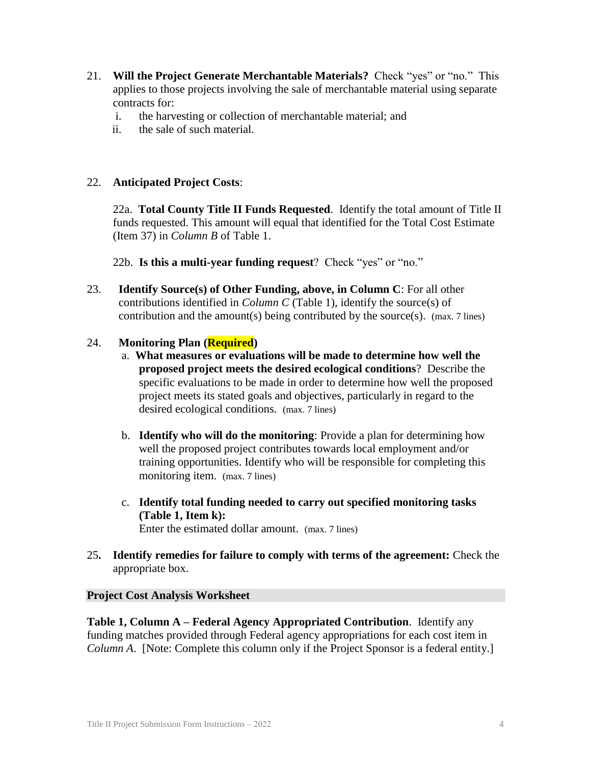21. **Will the Project Generate Merchantable Materials?** Check "yes" or "no." This applies to those projects involving the sale of merchantable material using separate contracts for:
    i. the harvesting or collection of merchantable material; and
    ii. the sale of such material.

22. **Anticipated Project Costs**:

    22a. **Total County Title II Funds Requested**. Identify the total amount of Title II funds requested. This amount will equal that identified for the Total Cost Estimate (Item 37) in *Column B* of Table 1.

    22b. **Is this a multi-year funding request**? Check "yes" or "no."

23. **Identify Source(s) of Other Funding, above, in Column C**: For all other contributions identified in *Column C* (Table 1), identify the source(s) of contribution and the amount(s) being contributed by the source(s). (max. 7 lines)

24. **Monitoring Plan (Required)**
    a. **What measures or evaluations will be made to determine how well the proposed project meets the desired ecological conditions**? Describe the specific evaluations to be made in order to determine how well the proposed project meets its stated goals and objectives, particularly in regard to the desired ecological conditions. (max. 7 lines)

    b. **Identify who will do the monitoring**: Provide a plan for determining how well the proposed project contributes towards local employment and/or training opportunities. Identify who will be responsible for completing this monitoring item. (max. 7 lines)

    c. **Identify total funding needed to carry out specified monitoring tasks (Table 1, Item k):**
    Enter the estimated dollar amount. (max. 7 lines)

25. **Identify remedies for failure to comply with terms of the agreement:** Check the appropriate box.

## Project Cost Analysis Worksheet

**Table 1, Column A – Federal Agency Appropriated Contribution**. Identify any funding matches provided through Federal agency appropriations for each cost item in *Column A*. [Note: Complete this column only if the Project Sponsor is a federal entity.]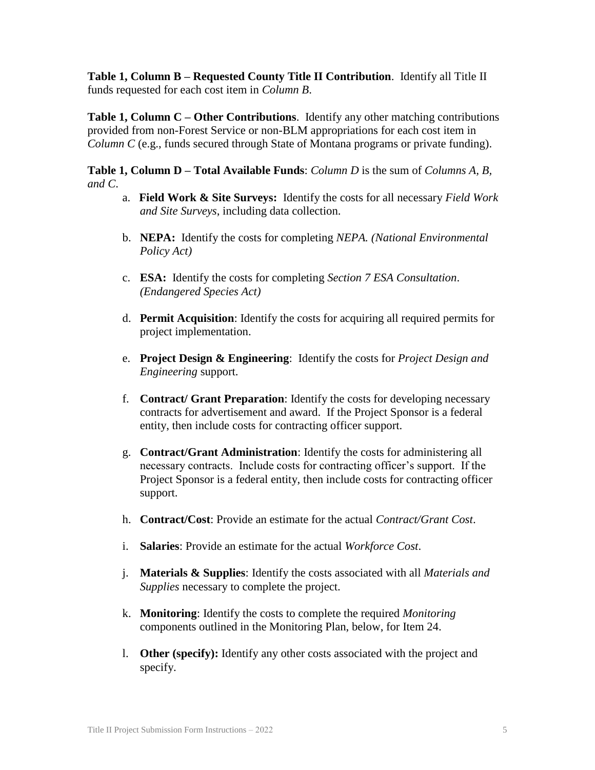**Table 1, Column B – Requested County Title II Contribution**. Identify all Title II funds requested for each cost item in *Column B*.

**Table 1, Column C – Other Contributions**. Identify any other matching contributions provided from non-Forest Service or non-BLM appropriations for each cost item in *Column C* (e.g., funds secured through State of Montana programs or private funding).

**Table 1, Column D – Total Available Funds**: *Column D* is the sum of *Columns A, B, and C.*

a. **Field Work & Site Surveys:** Identify the costs for all necessary *Field Work and Site Surveys*, including data collection.

b. **NEPA:** Identify the costs for completing *NEPA. (National Environmental Policy Act)*

c. **ESA:** Identify the costs for completing *Section 7 ESA Consultation*. *(Endangered Species Act)*

d. **Permit Acquisition**: Identify the costs for acquiring all required permits for project implementation.

e. **Project Design & Engineering**: Identify the costs for *Project Design and Engineering* support.

f. **Contract/ Grant Preparation**: Identify the costs for developing necessary contracts for advertisement and award. If the Project Sponsor is a federal entity, then include costs for contracting officer support.

g. **Contract/Grant Administration**: Identify the costs for administering all necessary contracts. Include costs for contracting officer's support. If the Project Sponsor is a federal entity, then include costs for contracting officer support.

h. **Contract/Cost**: Provide an estimate for the actual *Contract/Grant Cost*.

i. **Salaries**: Provide an estimate for the actual *Workforce Cost*.

j. **Materials & Supplies**: Identify the costs associated with all *Materials and Supplies* necessary to complete the project.

k. **Monitoring**: Identify the costs to complete the required *Monitoring* components outlined in the Monitoring Plan, below, for Item 24.

l. **Other (specify):** Identify any other costs associated with the project and specify.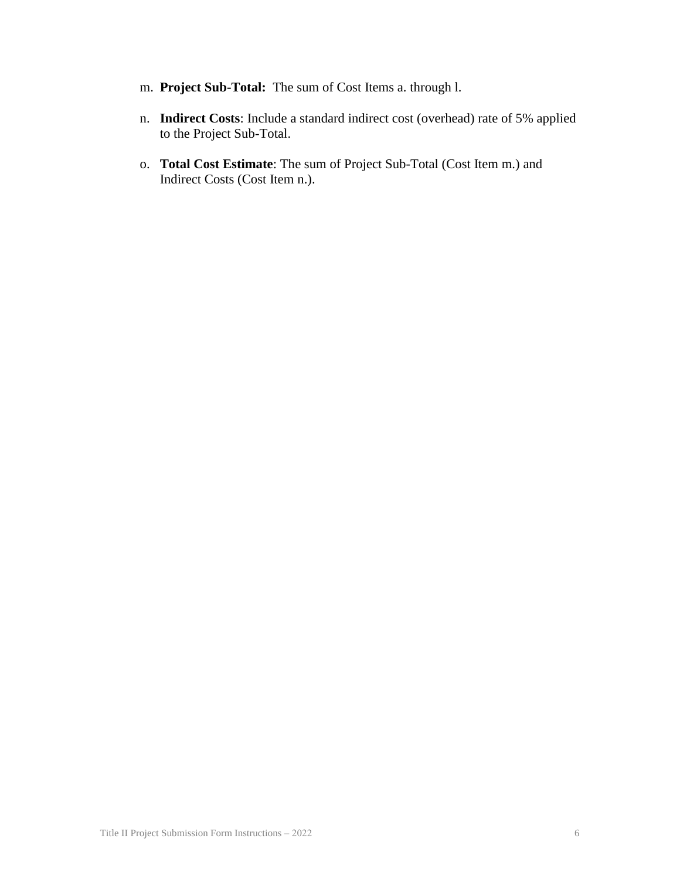m. **Project Sub-Total:** The sum of Cost Items a. through l.

n. **Indirect Costs**: Include a standard indirect cost (overhead) rate of 5% applied to the Project Sub-Total.

o. **Total Cost Estimate**: The sum of Project Sub-Total (Cost Item m.) and Indirect Costs (Cost Item n.).